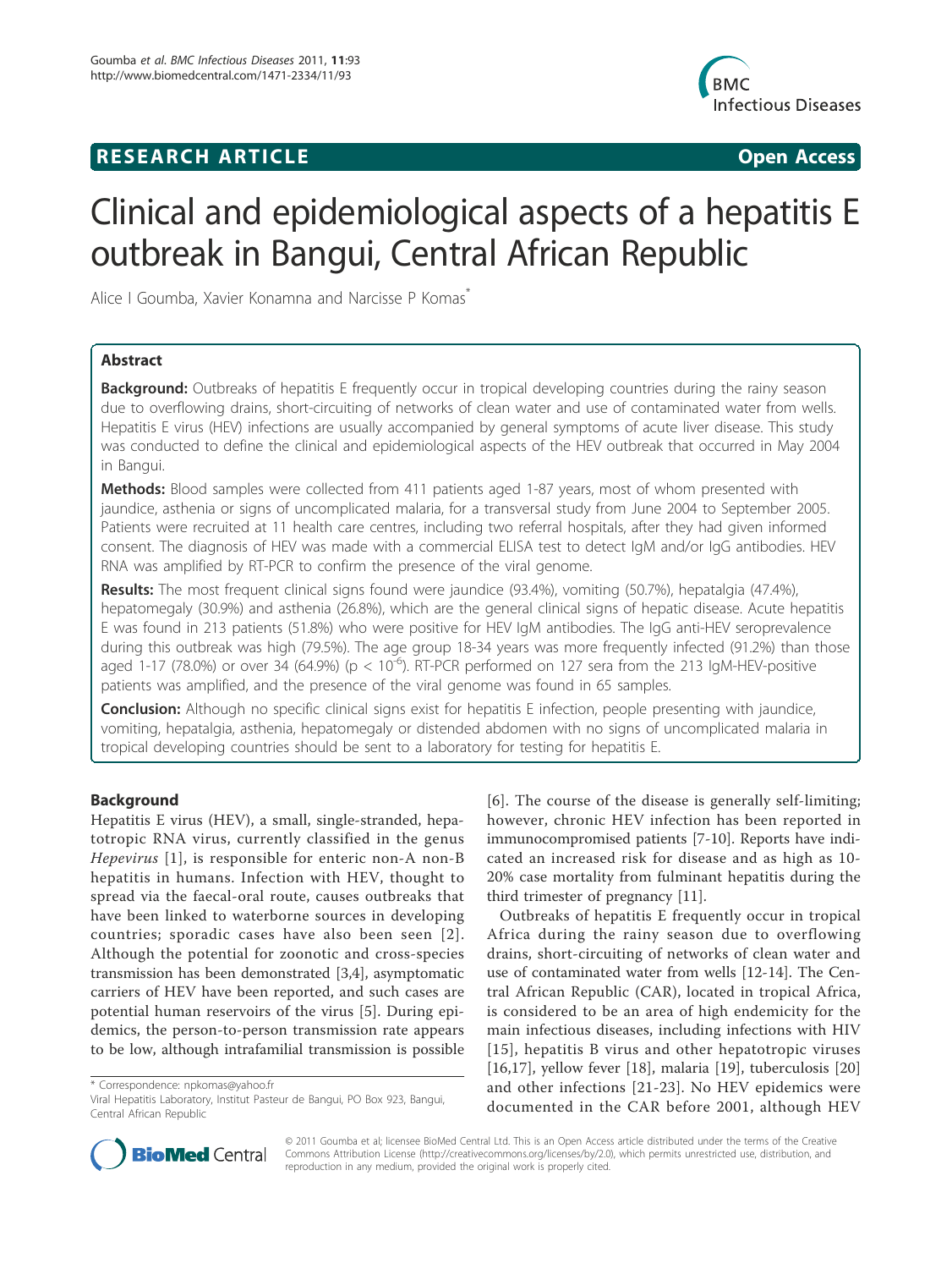**RESEARCH ARTICLE** **Open Access**

# Clinical and epidemiological aspects of a hepatitis E outbreak in Bangui, Central African Republic

Alice I Goumba, Xavier Konamna and Narcisse P Komas*

## Abstract

**Background:** Outbreaks of hepatitis E frequently occur in tropical developing countries during the rainy season due to overflowing drains, short-circuiting of networks of clean water and use of contaminated water from wells. Hepatitis E virus (HEV) infections are usually accompanied by general symptoms of acute liver disease. This study was conducted to define the clinical and epidemiological aspects of the HEV outbreak that occurred in May 2004 in Bangui.

**Methods:** Blood samples were collected from 411 patients aged 1-87 years, most of whom presented with jaundice, asthenia or signs of uncomplicated malaria, for a transversal study from June 2004 to September 2005. Patients were recruited at 11 health care centres, including two referral hospitals, after they had given informed consent. The diagnosis of HEV was made with a commercial ELISA test to detect IgM and/or IgG antibodies. HEV RNA was amplified by RT-PCR to confirm the presence of the viral genome.

**Results:** The most frequent clinical signs found were jaundice (93.4%), vomiting (50.7%), hepatalgia (47.4%), hepatomegaly (30.9%) and asthenia (26.8%), which are the general clinical signs of hepatic disease. Acute hepatitis E was found in 213 patients (51.8%) who were positive for HEV IgM antibodies. The IgG anti-HEV seroprevalence during this outbreak was high (79.5%). The age group 18-34 years was more frequently infected (91.2%) than those aged 1-17 (78.0%) or over 34 (64.9%) ($p < 10^{-6}$). RT-PCR performed on 127 sera from the 213 IgM-HEV-positive patients was amplified, and the presence of the viral genome was found in 65 samples.

**Conclusion:** Although no specific clinical signs exist for hepatitis E infection, people presenting with jaundice, vomiting, hepatalgia, asthenia, hepatomegaly or distended abdomen with no signs of uncomplicated malaria in tropical developing countries should be sent to a laboratory for testing for hepatitis E.

## Background

Hepatitis E virus (HEV), a small, single-stranded, hepatotropic RNA virus, currently classified in the genus *Hepevirus* [1], is responsible for enteric non-A non-B hepatitis in humans. Infection with HEV, thought to spread via the faecal-oral route, causes outbreaks that have been linked to waterborne sources in developing countries; sporadic cases have also been seen [2]. Although the potential for zoonotic and cross-species transmission has been demonstrated [3,4], asymptomatic carriers of HEV have been reported, and such cases are potential human reservoirs of the virus [5]. During epidemics, the person-to-person transmission rate appears to be low, although intrafamilial transmission is possible [6]. The course of the disease is generally self-limiting; however, chronic HEV infection has been reported in immunocompromised patients [7-10]. Reports have indicated an increased risk for disease and as high as 10-20% case mortality from fulminant hepatitis during the third trimester of pregnancy [11].

Outbreaks of hepatitis E frequently occur in tropical Africa during the rainy season due to overflowing drains, short-circuiting of networks of clean water and use of contaminated water from wells [12-14]. The Central African Republic (CAR), located in tropical Africa, is considered to be an area of high endemicity for the main infectious diseases, including infections with HIV [15], hepatitis B virus and other hepatotropic viruses [16,17], yellow fever [18], malaria [19], tuberculosis [20] and other infections [21-23]. No HEV epidemics were documented in the CAR before 2001, although HEV

\* Correspondence: npkomas@yahoo.fr
Viral Hepatitis Laboratory, Institut Pasteur de Bangui, PO Box 923, Bangui, Central African Republic

© 2011 Goumba et al; licensee BioMed Central Ltd. This is an Open Access article distributed under the terms of the Creative Commons Attribution License (http://creativecommons.org/licenses/by/2.0), which permits unrestricted use, distribution, and reproduction in any medium, provided the original work is properly cited.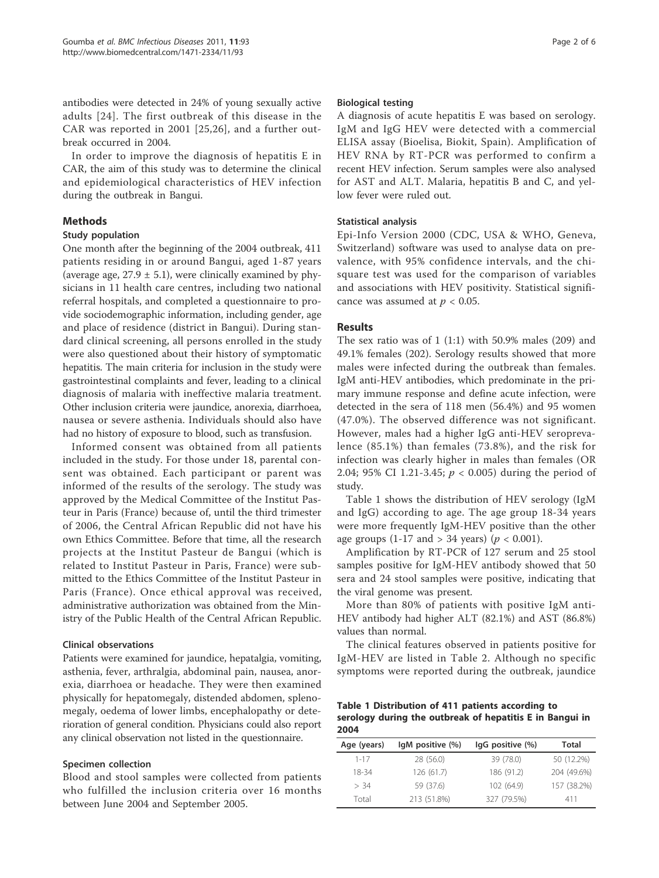antibodies were detected in 24% of young sexually active adults [24]. The first outbreak of this disease in the CAR was reported in 2001 [25,26], and a further outbreak occurred in 2004.

In order to improve the diagnosis of hepatitis E in CAR, the aim of this study was to determine the clinical and epidemiological characteristics of HEV infection during the outbreak in Bangui.

## Methods

### Study population

One month after the beginning of the 2004 outbreak, 411 patients residing in or around Bangui, aged 1-87 years (average age, $27.9 \pm 5.1$), were clinically examined by physicians in 11 health care centres, including two national referral hospitals, and completed a questionnaire to provide sociodemographic information, including gender, age and place of residence (district in Bangui). During standard clinical screening, all persons enrolled in the study were also questioned about their history of symptomatic hepatitis. The main criteria for inclusion in the study were gastrointestinal complaints and fever, leading to a clinical diagnosis of malaria with ineffective malaria treatment. Other inclusion criteria were jaundice, anorexia, diarrhoea, nausea or severe asthenia. Individuals should also have had no history of exposure to blood, such as transfusion.

Informed consent was obtained from all patients included in the study. For those under 18, parental consent was obtained. Each participant or parent was informed of the results of the serology. The study was approved by the Medical Committee of the Institut Pasteur in Paris (France) because of, until the third trimester of 2006, the Central African Republic did not have his own Ethics Committee. Before that time, all the research projects at the Institut Pasteur de Bangui (which is related to Institut Pasteur in Paris, France) were submitted to the Ethics Committee of the Institut Pasteur in Paris (France). Once ethical approval was received, administrative authorization was obtained from the Ministry of the Public Health of the Central African Republic.

### Clinical observations

Patients were examined for jaundice, hepatalgia, vomiting, asthenia, fever, arthralgia, abdominal pain, nausea, anorexia, diarrhoea or headache. They were then examined physically for hepatomegaly, distended abdomen, splenomegaly, oedema of lower limbs, encephalopathy or deterioration of general condition. Physicians could also report any clinical observation not listed in the questionnaire.

### Specimen collection

Blood and stool samples were collected from patients who fulfilled the inclusion criteria over 16 months between June 2004 and September 2005.

### Biological testing

A diagnosis of acute hepatitis E was based on serology. IgM and IgG HEV were detected with a commercial ELISA assay (Bioelisa, Biokit, Spain). Amplification of HEV RNA by RT-PCR was performed to confirm a recent HEV infection. Serum samples were also analysed for AST and ALT. Malaria, hepatitis B and C, and yellow fever were ruled out.

### Statistical analysis

Epi-Info Version 2000 (CDC, USA & WHO, Geneva, Switzerland) software was used to analyse data on prevalence, with 95% confidence intervals, and the chi-square test was used for the comparison of variables and associations with HEV positivity. Statistical significance was assumed at $p < 0.05$.

## Results

The sex ratio was of 1 (1:1) with 50.9% males (209) and 49.1% females (202). Serology results showed that more males were infected during the outbreak than females. IgM anti-HEV antibodies, which predominate in the primary immune response and define acute infection, were detected in the sera of 118 men (56.4%) and 95 women (47.0%). The observed difference was not significant. However, males had a higher IgG anti-HEV seroprevalence (85.1%) than females (73.8%), and the risk for infection was clearly higher in males than females (OR 2.04; 95% CI 1.21-3.45; $p < 0.005$) during the period of study.

Table 1 shows the distribution of HEV serology (IgM and IgG) according to age. The age group 18-34 years were more frequently IgM-HEV positive than the other age groups (1-17 and > 34 years) ($p < 0.001$).

Amplification by RT-PCR of 127 serum and 25 stool samples positive for IgM-HEV antibody showed that 50 sera and 24 stool samples were positive, indicating that the viral genome was present.

More than 80% of patients with positive IgM anti-HEV antibody had higher ALT (82.1%) and AST (86.8%) values than normal.

The clinical features observed in patients positive for IgM-HEV are listed in Table 2. Although no specific symptoms were reported during the outbreak, jaundice

**Table 1 Distribution of 411 patients according to serology during the outbreak of hepatitis E in Bangui in 2004**

| Age (years) | IgM positive (%) | IgG positive (%) | Total |
|---|---|---|---|
| 1-17 | 28 (56.0) | 39 (78.0) | 50 (12.2%) |
| 18-34 | 126 (61.7) | 186 (91.2) | 204 (49.6%) |
| > 34 | 59 (37.6) | 102 (64.9) | 157 (38.2%) |
| Total | 213 (51.8%) | 327 (79.5%) | 411 |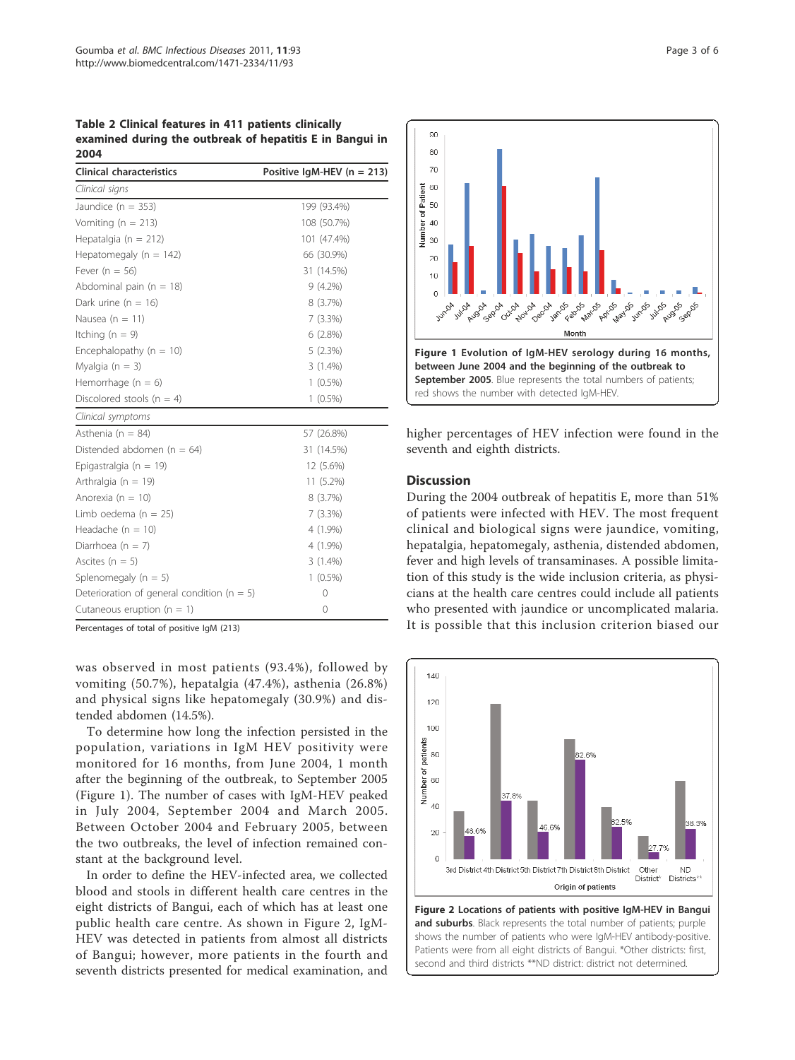**Table 2 Clinical features in 411 patients clinically examined during the outbreak of hepatitis E in Bangui in 2004**

| Clinical characteristics | Positive IgM-HEV (n = 213) |
|---|---|
| *Clinical signs* | |
| Jaundice (n = 353) | 199 (93.4%) |
| Vomiting (n = 213) | 108 (50.7%) |
| Hepatalgia (n = 212) | 101 (47.4%) |
| Hepatomegaly (n = 142) | 66 (30.9%) |
| Fever (n = 56) | 31 (14.5%) |
| Abdominal pain (n = 18) | 9 (4.2%) |
| Dark urine (n = 16) | 8 (3.7%) |
| Nausea (n = 11) | 7 (3.3%) |
| Itching (n = 9) | 6 (2.8%) |
| Encephalopathy (n = 10) | 5 (2.3%) |
| Myalgia (n = 3) | 3 (1.4%) |
| Hemorrhage (n = 6) | 1 (0.5%) |
| Discolored stools (n = 4) | 1 (0.5%) |
| *Clinical symptoms* | |
| Asthenia (n = 84) | 57 (26.8%) |
| Distended abdomen (n = 64) | 31 (14.5%) |
| Epigastralgia (n = 19) | 12 (5.6%) |
| Arthralgia (n = 19) | 11 (5.2%) |
| Anorexia (n = 10) | 8 (3.7%) |
| Limb oedema (n = 25) | 7 (3.3%) |
| Headache (n = 10) | 4 (1.9%) |
| Diarrhoea (n = 7) | 4 (1.9%) |
| Ascites (n = 5) | 3 (1.4%) |
| Splenomegaly (n = 5) | 1 (0.5%) |
| Deterioration of general condition (n = 5) | 0 |
| Cutaneous eruption (n = 1) | 0 |

Percentages of total of positive IgM (213)

was observed in most patients (93.4%), followed by vomiting (50.7%), hepatalgia (47.4%), asthenia (26.8%) and physical signs like hepatomegaly (30.9%) and distended abdomen (14.5%).

To determine how long the infection persisted in the population, variations in IgM HEV positivity were monitored for 16 months, from June 2004, 1 month after the beginning of the outbreak, to September 2005 (Figure 1). The number of cases with IgM-HEV peaked in July 2004, September 2004 and March 2005. Between October 2004 and February 2005, between the two outbreaks, the level of infection remained constant at the background level.

In order to define the HEV-infected area, we collected blood and stools in different health care centres in the eight districts of Bangui, each of which has at least one public health care centre. As shown in Figure 2, IgM-HEV was detected in patients from almost all districts of Bangui; however, more patients in the fourth and seventh districts presented for medical examination, and higher percentages of HEV infection were found in the seventh and eighth districts.

Number of Patient
90
80
70
60
50
40
30
20
10
0
Jun-04 Jul-04 Aug-04 Sep-04 Oct-04 Nov-04 Dec-04 Jan-05 Feb-05 Mar-05 Apr-05 May-05 Jun-05 Jul-05 Aug-05 Sep-05
Month

**Figure 1 Evolution of IgM-HEV serology during 16 months, between June 2004 and the beginning of the outbreak to September 2005**. Blue represents the total numbers of patients; red shows the number with detected IgM-HEV.

## Discussion

During the 2004 outbreak of hepatitis E, more than 51% of patients were infected with HEV. The most frequent clinical and biological signs were jaundice, vomiting, hepatalgia, hepatomegaly, asthenia, distended abdomen, fever and high levels of transaminases. A possible limitation of this study is the wide inclusion criteria, as physicians at the health care centres could include all patients who presented with jaundice or uncomplicated malaria. It is possible that this inclusion criterion biased our

Number of patients
140
120
100
80
60
40
20
0
48.6%
37.8%
46.6%
82.6%
62.5%
27.7%
38.3%
3rd District 4th District 5th District 7th District 8th District Other District* ND Districts**
Origin of patients

**Figure 2 Locations of patients with positive IgM-HEV in Bangui and suburbs**. Black represents the total number of patients; purple shows the number of patients who were IgM-HEV antibody-positive. Patients were from all eight districts of Bangui. *Other districts: first, second and third districts **ND district: district not determined.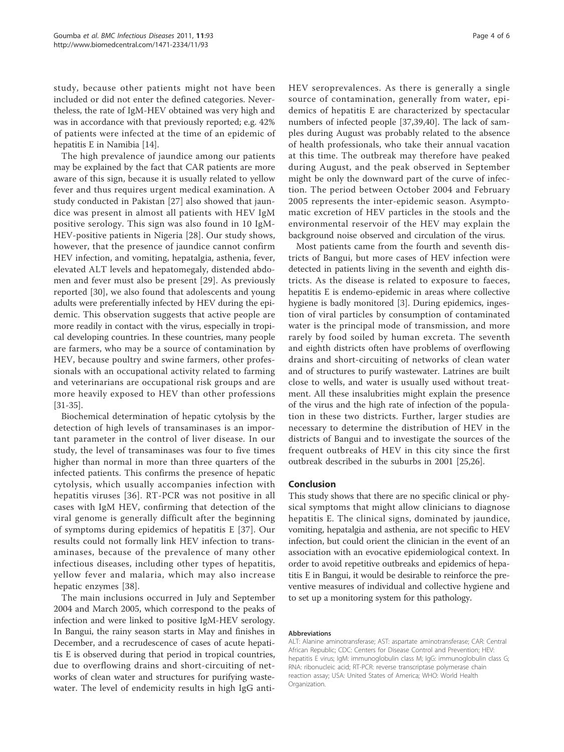study, because other patients might not have been included or did not enter the defined categories. Nevertheless, the rate of IgM-HEV obtained was very high and was in accordance with that previously reported; e.g. 42% of patients were infected at the time of an epidemic of hepatitis E in Namibia [14].

The high prevalence of jaundice among our patients may be explained by the fact that CAR patients are more aware of this sign, because it is usually related to yellow fever and thus requires urgent medical examination. A study conducted in Pakistan [27] also showed that jaundice was present in almost all patients with HEV IgM positive serology. This sign was also found in 10 IgM-HEV-positive patients in Nigeria [28]. Our study shows, however, that the presence of jaundice cannot confirm HEV infection, and vomiting, hepatalgia, asthenia, fever, elevated ALT levels and hepatomegaly, distended abdomen and fever must also be present [29]. As previously reported [30], we also found that adolescents and young adults were preferentially infected by HEV during the epidemic. This observation suggests that active people are more readily in contact with the virus, especially in tropical developing countries. In these countries, many people are farmers, who may be a source of contamination by HEV, because poultry and swine farmers, other professionals with an occupational activity related to farming and veterinarians are occupational risk groups and are more heavily exposed to HEV than other professions [31-35].

Biochemical determination of hepatic cytolysis by the detection of high levels of transaminases is an important parameter in the control of liver disease. In our study, the level of transaminases was four to five times higher than normal in more than three quarters of the infected patients. This confirms the presence of hepatic cytolysis, which usually accompanies infection with hepatitis viruses [36]. RT-PCR was not positive in all cases with IgM HEV, confirming that detection of the viral genome is generally difficult after the beginning of symptoms during epidemics of hepatitis E [37]. Our results could not formally link HEV infection to transaminases, because of the prevalence of many other infectious diseases, including other types of hepatitis, yellow fever and malaria, which may also increase hepatic enzymes [38].

The main inclusions occurred in July and September 2004 and March 2005, which correspond to the peaks of infection and were linked to positive IgM-HEV serology. In Bangui, the rainy season starts in May and finishes in December, and a recrudescence of cases of acute hepatitis E is observed during that period in tropical countries, due to overflowing drains and short-circuiting of networks of clean water and structures for purifying wastewater. The level of endemicity results in high IgG anti-HEV seroprevalences. As there is generally a single source of contamination, generally from water, epidemics of hepatitis E are characterized by spectacular numbers of infected people [37,39,40]. The lack of samples during August was probably related to the absence of health professionals, who take their annual vacation at this time. The outbreak may therefore have peaked during August, and the peak observed in September might be only the downward part of the curve of infection. The period between October 2004 and February 2005 represents the inter-epidemic season. Asymptomatic excretion of HEV particles in the stools and the environmental reservoir of the HEV may explain the background noise observed and circulation of the virus.

Most patients came from the fourth and seventh districts of Bangui, but more cases of HEV infection were detected in patients living in the seventh and eighth districts. As the disease is related to exposure to faeces, hepatitis E is endemo-epidemic in areas where collective hygiene is badly monitored [3]. During epidemics, ingestion of viral particles by consumption of contaminated water is the principal mode of transmission, and more rarely by food soiled by human excreta. The seventh and eighth districts often have problems of overflowing drains and short-circuiting of networks of clean water and of structures to purify wastewater. Latrines are built close to wells, and water is usually used without treatment. All these insalubrities might explain the presence of the virus and the high rate of infection of the population in these two districts. Further, larger studies are necessary to determine the distribution of HEV in the districts of Bangui and to investigate the sources of the frequent outbreaks of HEV in this city since the first outbreak described in the suburbs in 2001 [25,26].

## Conclusion

This study shows that there are no specific clinical or physical symptoms that might allow clinicians to diagnose hepatitis E. The clinical signs, dominated by jaundice, vomiting, hepatalgia and asthenia, are not specific to HEV infection, but could orient the clinician in the event of an association with an evocative epidemiological context. In order to avoid repetitive outbreaks and epidemics of hepatitis E in Bangui, it would be desirable to reinforce the preventive measures of individual and collective hygiene and to set up a monitoring system for this pathology.

#### Abbreviations

ALT: Alanine aminotransferase; AST: aspartate aminotransferase; CAR: Central African Republic; CDC: Centers for Disease Control and Prevention; HEV: hepatitis E virus; IgM: immunoglobulin class M; IgG: immunoglobulin class G; RNA: ribonucleic acid; RT-PCR: reverse transcriptase polymerase chain reaction assay; USA: United States of America; WHO: World Health Organization.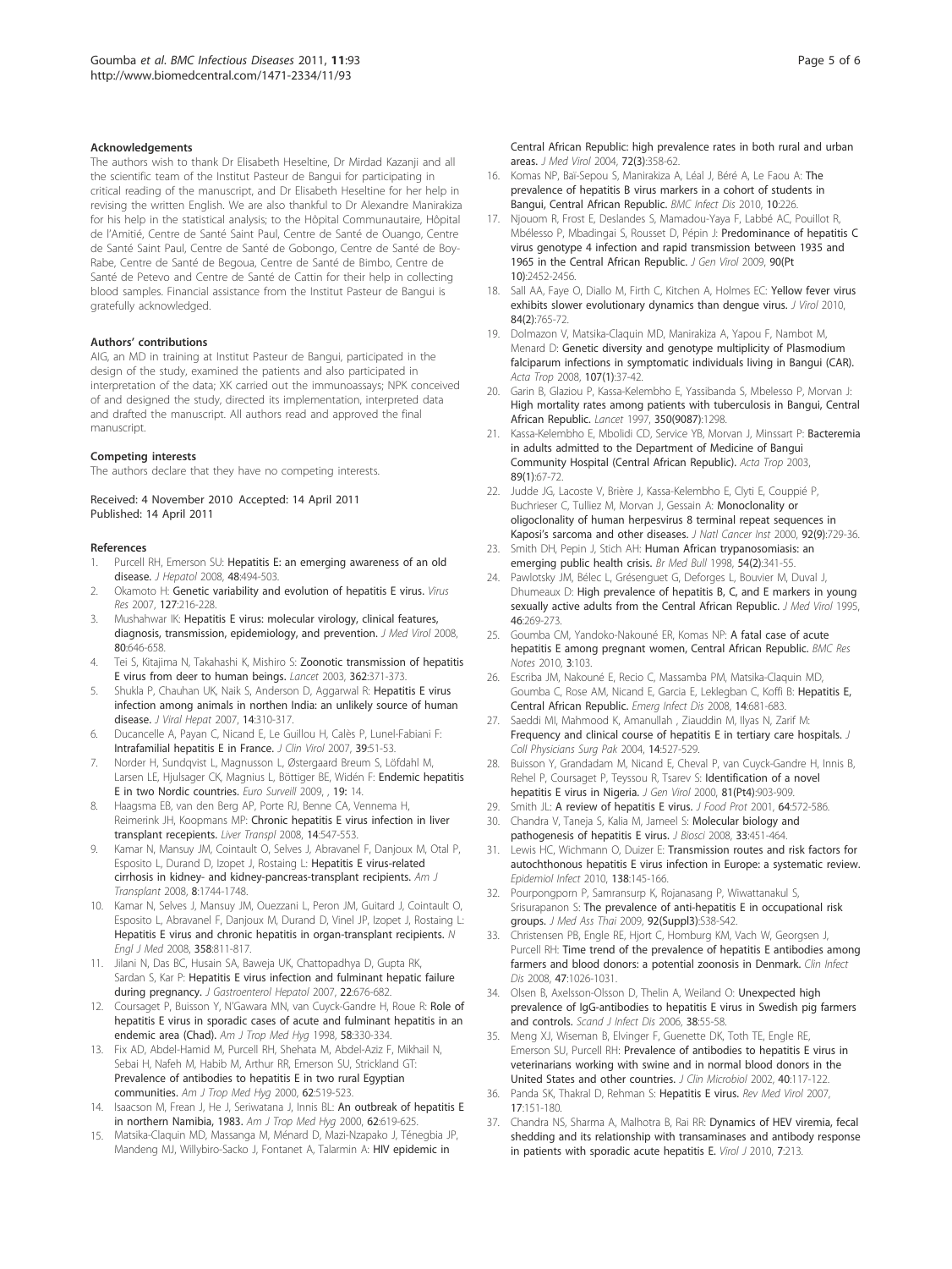## Acknowledgements

The authors wish to thank Dr Elisabeth Heseltine, Dr Mirdad Kazanji and all the scientific team of the Institut Pasteur de Bangui for participating in critical reading of the manuscript, and Dr Elisabeth Heseltine for her help in revising the written English. We are also thankful to Dr Alexandre Manirakiza for his help in the statistical analysis; to the Hôpital Communautaire, Hôpital de l'Amitié, Centre de Santé Saint Paul, Centre de Santé de Ouango, Centre de Santé Saint Paul, Centre de Santé de Gobongo, Centre de Santé de Boy-Rabe, Centre de Santé de Begoua, Centre de Santé de Bimbo, Centre de Santé de Petevo and Centre de Santé de Cattin for their help in collecting blood samples. Financial assistance from the Institut Pasteur de Bangui is gratefully acknowledged.

## Authors' contributions

AIG, an MD in training at Institut Pasteur de Bangui, participated in the design of the study, examined the patients and also participated in interpretation of the data; XK carried out the immunoassays; NPK conceived of and designed the study, directed its implementation, interpreted data and drafted the manuscript. All authors read and approved the final manuscript.

## Competing interests

The authors declare that they have no competing interests.

Received: 4 November 2010 Accepted: 14 April 2011
Published: 14 April 2011

## References

1. Purcell RH, Emerson SU: **Hepatitis E: an emerging awareness of an old disease.** *J Hepatol* 2008, **48**:494-503.
2. Okamoto H: **Genetic variability and evolution of hepatitis E virus.** *Virus Res* 2007, **127**:216-228.
3. Mushahwar IK: **Hepatitis E virus: molecular virology, clinical features, diagnosis, transmission, epidemiology, and prevention.** *J Med Virol* 2008, **80**:646-658.
4. Tei S, Kitajima N, Takahashi K, Mishiro S: **Zoonotic transmission of hepatitis E virus from deer to human beings.** *Lancet* 2003, **362**:371-373.
5. Shukla P, Chauhan UK, Naik S, Anderson D, Aggarwal R: **Hepatitis E virus infection among animals in northen India: an unlikely source of human disease.** *J Viral Hepat* 2007, **14**:310-317.
6. Ducancelle A, Payan C, Nicand E, Le Guillou H, Calès P, Lunel-Fabiani F: **Intrafamilial hepatitis E in France.** *J Clin Virol* 2007, **39**:51-53.
7. Norder H, Sundqvist L, Magnusson L, Østergaard Breum S, Löfdahl M, Larsen LE, Hjulsager CK, Magnius L, Böttiger BE, Widén F: **Endemic hepatitis E in two Nordic countries.** *Euro Surveill* 2009, , **19**: 14.
8. Haagsma EB, van den Berg AP, Porte RJ, Benne CA, Vennema H, Reimerink JH, Koopmans MP: **Chronic hepatitis E virus infection in liver transplant recepients.** *Liver Transpl* 2008, **14**:547-553.
9. Kamar N, Mansuy JM, Cointault O, Selves J, Abravanel F, Danjoux M, Otal P, Esposito L, Durand D, Izopet J, Rostaing L: **Hepatitis E virus-related cirrhosis in kidney- and kidney-pancreas-transplant recipients.** *Am J Transplant* 2008, **8**:1744-1748.
10. Kamar N, Selves J, Mansuy JM, Ouezzani L, Peron JM, Guitard J, Cointault O, Esposito L, Abravanel F, Danjoux M, Durand D, Vinel JP, Izopet J, Rostaing L: **Hepatitis E virus and chronic hepatitis in organ-transplant recipients.** *N Engl J Med* 2008, **358**:811-817.
11. Jilani N, Das BC, Husain SA, Baweja UK, Chattopadhya D, Gupta RK, Sardan S, Kar P: **Hepatitis E virus infection and fulminant hepatic failure during pregnancy.** *J Gastroenterol Hepatol* 2007, **22**:676-682.
12. Coursaget P, Buisson Y, N'Gawara MN, van Cuyck-Gandre H, Roue R: **Role of hepatitis E virus in sporadic cases of acute and fulminant hepatitis in an endemic area (Chad).** *Am J Trop Med Hyg* 1998, **58**:330-334.
13. Fix AD, Abdel-Hamid M, Purcell RH, Shehata M, Abdel-Aziz F, Mikhail N, Sebai H, Nafeh M, Habib M, Arthur RR, Emerson SU, Strickland GT: **Prevalence of antibodies to hepatitis E in two rural Egyptian communities.** *Am J Trop Med Hyg* 2000, **62**:519-523.
14. Isaacson M, Frean J, He J, Seriwatana J, Innis BL: **An outbreak of hepatitis E in northern Namibia, 1983.** *Am J Trop Med Hyg* 2000, **62**:619-625.
15. Matsika-Claquin MD, Massanga M, Ménard D, Mazi-Nzapako J, Ténegbia JP, Mandeng MJ, Willybiro-Sacko J, Fontanet A, Talarmin A: **HIV epidemic in Central African Republic: high prevalence rates in both rural and urban areas.** *J Med Virol* 2004, **72(3)**:358-62.
16. Komas NP, Baï-Sepou S, Manirakiza A, Léal J, Béré A, Le Faou A: **The prevalence of hepatitis B virus markers in a cohort of students in Bangui, Central African Republic.** *BMC Infect Dis* 2010, **10**:226.
17. Njouom R, Frost E, Deslandes S, Mamadou-Yaya F, Labbé AC, Pouillot R, Mbélesso P, Mbadingai S, Rousset D, Pépin J: **Predominance of hepatitis C virus genotype 4 infection and rapid transmission between 1935 and 1965 in the Central African Republic.** *J Gen Virol* 2009, **90(Pt 10)**:2452-2456.
18. Sall AA, Faye O, Diallo M, Firth C, Kitchen A, Holmes EC: **Yellow fever virus exhibits slower evolutionary dynamics than dengue virus.** *J Virol* 2010, **84(2)**:765-72.
19. Dolmazon V, Matsika-Claquin MD, Manirakiza A, Yapou F, Nambot M, Menard D: **Genetic diversity and genotype multiplicity of Plasmodium falciparum infections in symptomatic individuals living in Bangui (CAR).** *Acta Trop* 2008, **107(1)**:37-42.
20. Garin B, Glaziou P, Kassa-Kelembho E, Yassibanda S, Mbelesso P, Morvan J: **High mortality rates among patients with tuberculosis in Bangui, Central African Republic.** *Lancet* 1997, **350(9087)**:1298.
21. Kassa-Kelembho E, Mbolidi CD, Service YB, Morvan J, Minssart P: **Bacteremia in adults admitted to the Department of Medicine of Bangui Community Hospital (Central African Republic).** *Acta Trop* 2003, **89(1)**:67-72.
22. Judde JG, Lacoste V, Brière J, Kassa-Kelembho E, Clyti E, Couppié P, Buchrieser C, Tulliez M, Morvan J, Gessain A: **Monoclonality or oligoclonality of human herpesvirus 8 terminal repeat sequences in Kaposi's sarcoma and other diseases.** *J Natl Cancer Inst* 2000, **92(9)**:729-36.
23. Smith DH, Pepin J, Stich AH: **Human African trypanosomiasis: an emerging public health crisis.** *Br Med Bull* 1998, **54(2)**:341-55.
24. Pawlotsky JM, Bélec L, Grésenguet G, Deforges L, Bouvier M, Duval J, Dhumeaux D: **High prevalence of hepatitis B, C, and E markers in young sexually active adults from the Central African Republic.** *J Med Virol* 1995, **46**:269-273.
25. Goumba CM, Yandoko-Nakouné ER, Komas NP: **A fatal case of acute hepatitis E among pregnant women, Central African Republic.** *BMC Res Notes* 2010, **3**:103.
26. Escriba JM, Nakouné E, Recio C, Massamba PM, Matsika-Claquin MD, Goumba C, Rose AM, Nicand E, Garcia E, Leklegban C, Koffi B: **Hepatitis E, Central African Republic.** *Emerg Infect Dis* 2008, **14**:681-683.
27. Saeddi MI, Mahmood K, Amanullah , Ziauddin M, Ilyas N, Zarif M: **Frequency and clinical course of hepatitis E in tertiary care hospitals.** *J Coll Physicians Surg Pak* 2004, **14**:527-529.
28. Buisson Y, Grandadam M, Nicand E, Cheval P, van Cuyck-Gandre H, Innis B, Rehel P, Coursaget P, Teyssou R, Tsarev S: **Identification of a novel hepatitis E virus in Nigeria.** *J Gen Virol* 2000, **81(Pt4)**:903-909.
29. Smith JL: **A review of hepatitis E virus.** *J Food Prot* 2001, **64**:572-586.
30. Chandra V, Taneja S, Kalia M, Jameel S: **Molecular biology and pathogenesis of hepatitis E virus.** *J Biosci* 2008, **33**:451-464.
31. Lewis HC, Wichmann O, Duizer E: **Transmission routes and risk factors for autochthonous hepatitis E virus infection in Europe: a systematic review.** *Epidemiol Infect* 2010, **138**:145-166.
32. Pourpongporn P, Samransurp K, Rojanasang P, Wiwattanakul S, Srisurapanon S: **The prevalence of anti-hepatitis E in occupational risk groups.** *J Med Ass Thai* 2009, **92(Suppl3)**:S38-S42.
33. Christensen PB, Engle RE, Hjort C, Homburg KM, Vach W, Georgsen J, Purcell RH: **Time trend of the prevalence of hepatitis E antibodies among farmers and blood donors: a potential zoonosis in Denmark.** *Clin Infect Dis* 2008, **47**:1026-1031.
34. Olsen B, Axelsson-Olsson D, Thelin A, Weiland O: **Unexpected high prevalence of IgG-antibodies to hepatitis E virus in Swedish pig farmers and controls.** *Scand J Infect Dis* 2006, **38**:55-58.
35. Meng XJ, Wiseman B, Elvinger F, Guenette DK, Toth TE, Engle RE, Emerson SU, Purcell RH: **Prevalence of antibodies to hepatitis E virus in veterinarians working with swine and in normal blood donors in the United States and other countries.** *J Clin Microbiol* 2002, **40**:117-122.
36. Panda SK, Thakral D, Rehman S: **Hepatitis E virus.** *Rev Med Virol* 2007, **17**:151-180.
37. Chandra NS, Sharma A, Malhotra B, Rai RR: **Dynamics of HEV viremia, fecal shedding and its relationship with transaminases and antibody response in patients with sporadic acute hepatitis E.** *Virol J* 2010, **7**:213.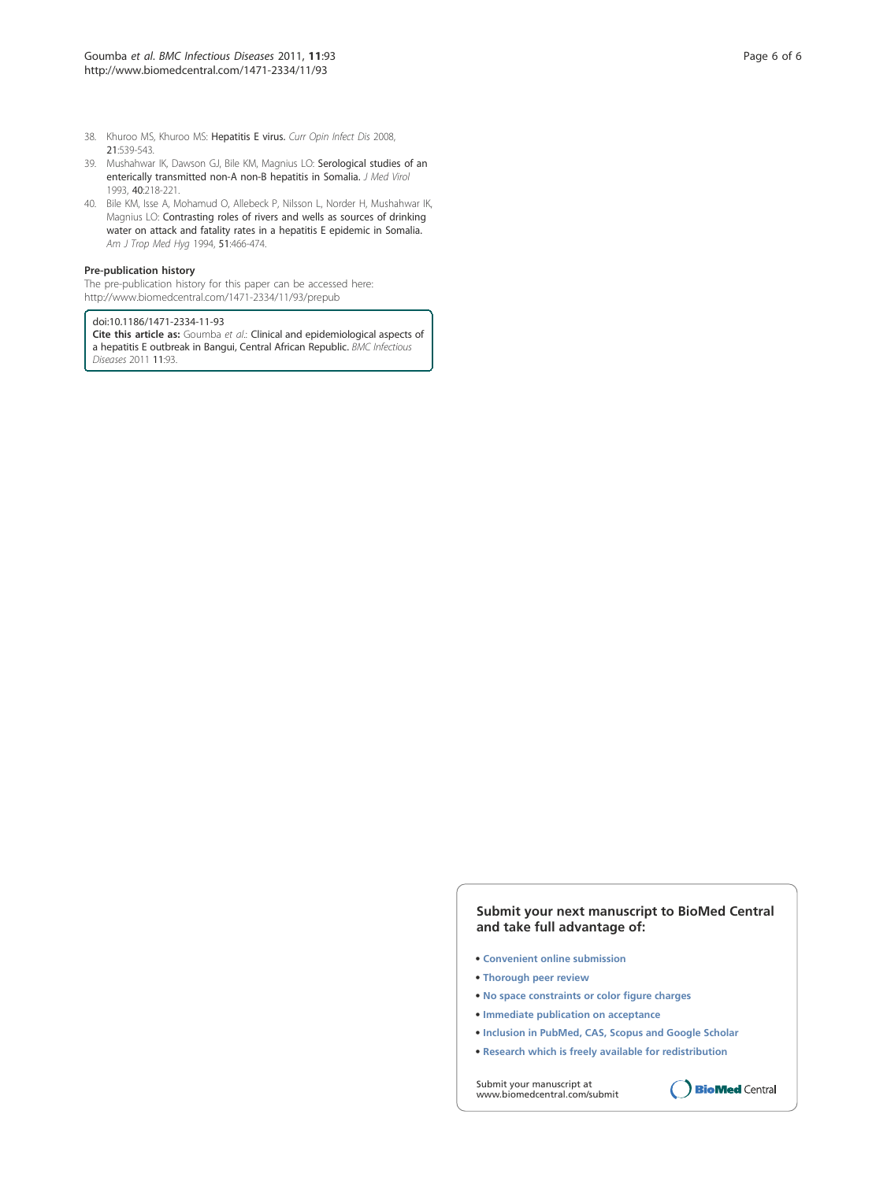38. Khuroo MS, Khuroo MS: **Hepatitis E virus.** *Curr Opin Infect Dis* 2008, **21**:539-543.
39. Mushahwar IK, Dawson GJ, Bile KM, Magnius LO: **Serological studies of an enterically transmitted non-A non-B hepatitis in Somalia.** *J Med Virol* 1993, **40**:218-221.
40. Bile KM, Isse A, Mohamud O, Allebeck P, Nilsson L, Norder H, Mushahwar IK, Magnius LO: **Contrasting roles of rivers and wells as sources of drinking water on attack and fatality rates in a hepatitis E epidemic in Somalia.** *Am J Trop Med Hyg* 1994, **51**:466-474.

#### Pre-publication history

The pre-publication history for this paper can be accessed here:
http://www.biomedcentral.com/1471-2334/11/93/prepub

doi:10.1186/1471-2334-11-93
**Cite this article as:** Goumba *et al.*: Clinical and epidemiological aspects of a hepatitis E outbreak in Bangui, Central African Republic. *BMC Infectious Diseases* 2011 **11**:93.

**Submit your next manuscript to BioMed Central and take full advantage of:**

- **Convenient online submission**
- **Thorough peer review**
- **No space constraints or color figure charges**
- **Immediate publication on acceptance**
- **Inclusion in PubMed, CAS, Scopus and Google Scholar**
- **Research which is freely available for redistribution**

Submit your manuscript at
www.biomedcentral.com/submit

BioMed Central